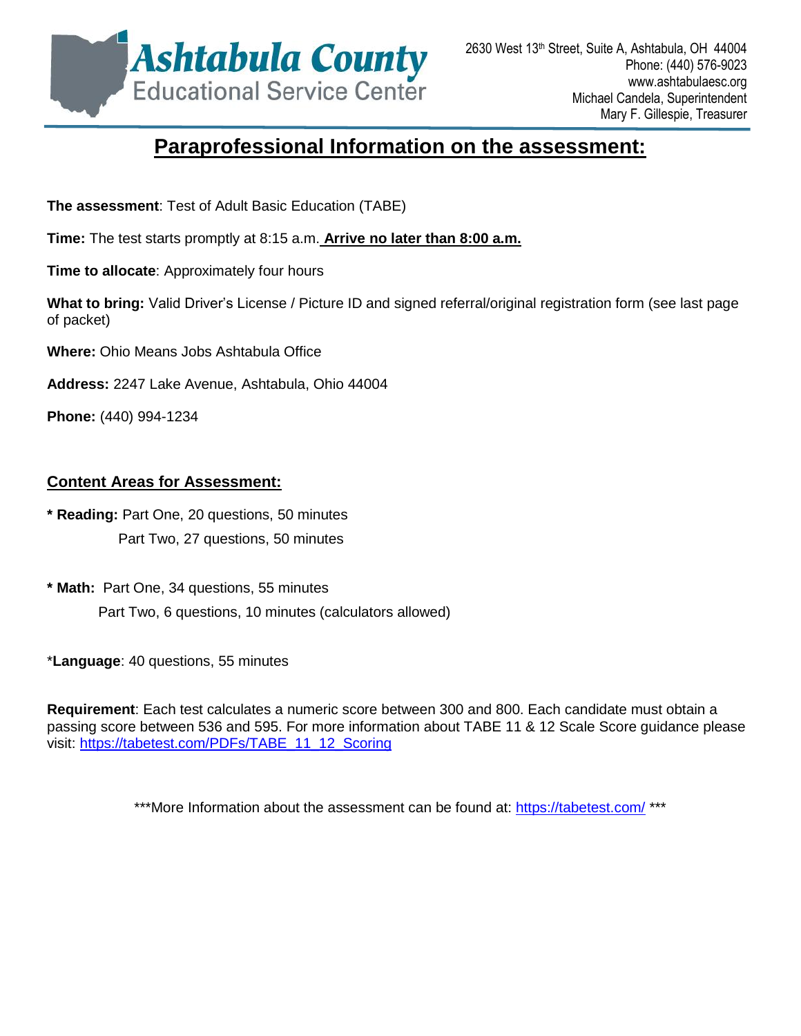**Ashtabula County**
Educational Service Center

2630 West 13th Street, Suite A, Ashtabula, OH 44004
Phone: (440) 576-9023
www.ashtabulaesc.org
Michael Candela, Superintendent
Mary F. Gillespie, Treasurer

# Paraprofessional Information on the assessment:

**The assessment**: Test of Adult Basic Education (TABE)

**Time:** The test starts promptly at 8:15 a.m. **Arrive no later than 8:00 a.m.**

**Time to allocate**: Approximately four hours

**What to bring:** Valid Driver's License / Picture ID and signed referral/original registration form (see last page of packet)

**Where:** Ohio Means Jobs Ashtabula Office

**Address:** 2247 Lake Avenue, Ashtabula, Ohio 44004

**Phone:** (440) 994-1234

## Content Areas for Assessment:

\* **Reading:** Part One, 20 questions, 50 minutes
Part Two, 27 questions, 50 minutes

\* **Math:** Part One, 34 questions, 55 minutes
Part Two, 6 questions, 10 minutes (calculators allowed)

\***Language**: 40 questions, 55 minutes

**Requirement**: Each test calculates a numeric score between 300 and 800. Each candidate must obtain a passing score between 536 and 595. For more information about TABE 11 & 12 Scale Score guidance please visit: https://tabetest.com/PDFs/TABE_11_12_Scoring

\*\*\*More Information about the assessment can be found at: https://tabetest.com/ \*\*\*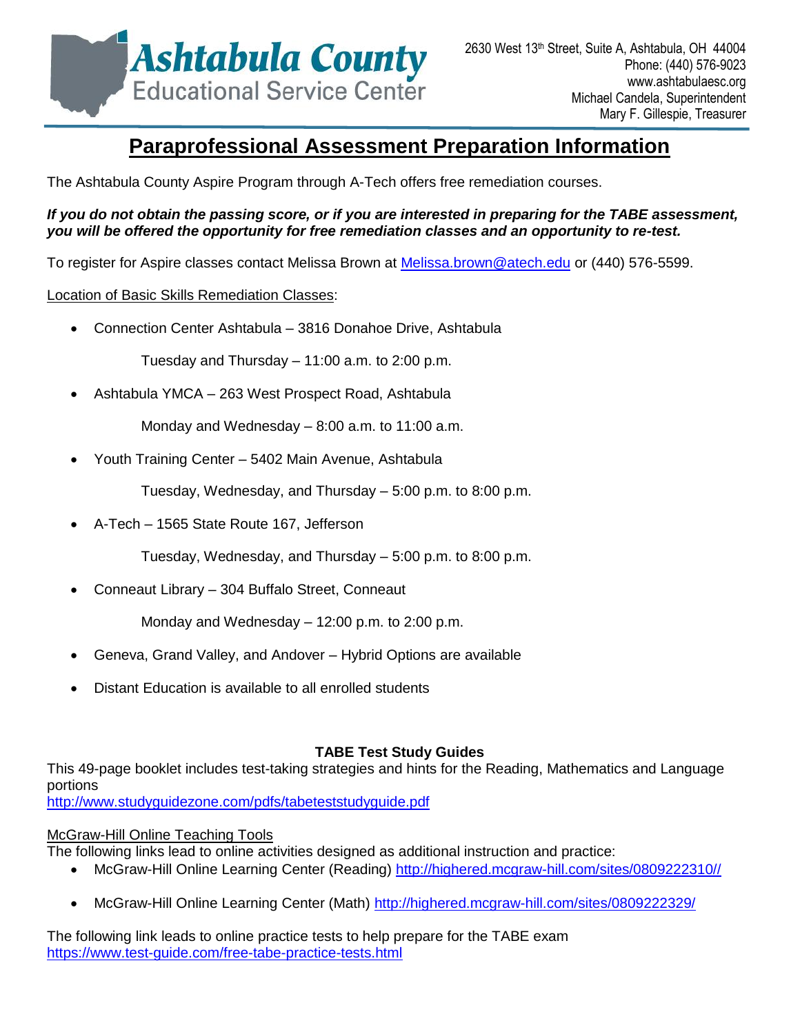**Ashtabula County**
Educational Service Center

2630 West 13th Street, Suite A, Ashtabula, OH 44004
Phone: (440) 576-9023
www.ashtabulaesc.org
Michael Candela, Superintendent
Mary F. Gillespie, Treasurer

# Paraprofessional Assessment Preparation Information

The Ashtabula County Aspire Program through A-Tech offers free remediation courses.

***If you do not obtain the passing score, or if you are interested in preparing for the TABE assessment, you will be offered the opportunity for free remediation classes and an opportunity to re-test.***

To register for Aspire classes contact Melissa Brown at [Melissa.brown@atech.edu](mailto:Melissa.brown@atech.edu) or (440) 576-5599.

Location of Basic Skills Remediation Classes:

- Connection Center Ashtabula – 3816 Donahoe Drive, Ashtabula

  Tuesday and Thursday – 11:00 a.m. to 2:00 p.m.

- Ashtabula YMCA – 263 West Prospect Road, Ashtabula

  Monday and Wednesday – 8:00 a.m. to 11:00 a.m.

- Youth Training Center – 5402 Main Avenue, Ashtabula

  Tuesday, Wednesday, and Thursday – 5:00 p.m. to 8:00 p.m.

- A-Tech – 1565 State Route 167, Jefferson

  Tuesday, Wednesday, and Thursday – 5:00 p.m. to 8:00 p.m.

- Conneaut Library – 304 Buffalo Street, Conneaut

  Monday and Wednesday – 12:00 p.m. to 2:00 p.m.

- Geneva, Grand Valley, and Andover – Hybrid Options are available
- Distant Education is available to all enrolled students

**TABE Test Study Guides**

This 49-page booklet includes test-taking strategies and hints for the Reading, Mathematics and Language portions
http://www.studyguidezone.com/pdfs/tabeteststudyguide.pdf

McGraw-Hill Online Teaching Tools

The following links lead to online activities designed as additional instruction and practice:

- McGraw-Hill Online Learning Center (Reading) http://highered.mcgraw-hill.com/sites/0809222310//
- McGraw-Hill Online Learning Center (Math) http://highered.mcgraw-hill.com/sites/0809222329/

The following link leads to online practice tests to help prepare for the TABE exam
https://www.test-guide.com/free-tabe-practice-tests.html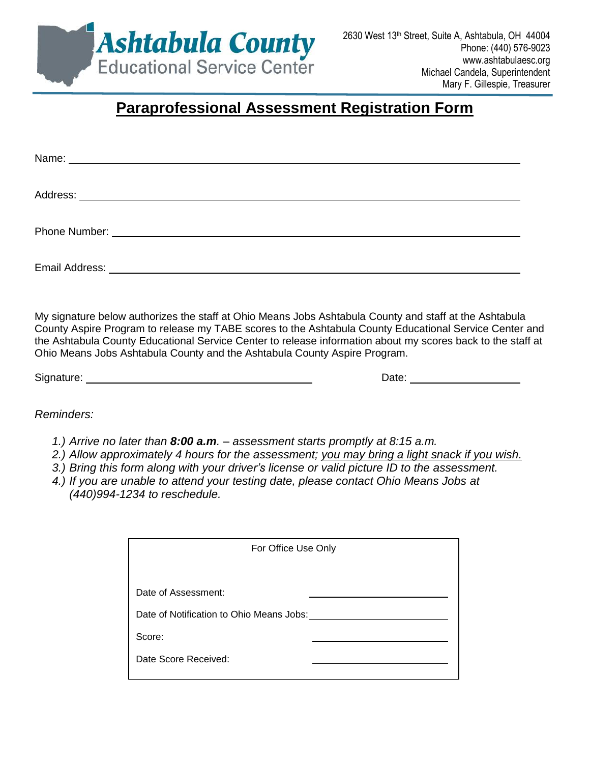**Ashtabula County**
Educational Service Center

2630 West 13th Street, Suite A, Ashtabula, OH 44004
Phone: (440) 576-9023
www.ashtabulaesc.org
Michael Candela, Superintendent
Mary F. Gillespie, Treasurer

# Paraprofessional Assessment Registration Form

Name: ______________________________________________________________

Address: ____________________________________________________________

Phone Number: _______________________________________________________

Email Address: _______________________________________________________

My signature below authorizes the staff at Ohio Means Jobs Ashtabula County and staff at the Ashtabula County Aspire Program to release my TABE scores to the Ashtabula County Educational Service Center and the Ashtabula County Educational Service Center to release information about my scores back to the staff at Ohio Means Jobs Ashtabula County and the Ashtabula County Aspire Program.

Signature: ______________________________ Date: ________________

*Reminders:*

1.) *Arrive no later than **8:00 a.m**. – assessment starts promptly at 8:15 a.m.*
2.) *Allow approximately 4 hours for the assessment; you may bring a light snack if you wish.*
3.) *Bring this form along with your driver's license or valid picture ID to the assessment.*
4.) *If you are unable to attend your testing date, please contact Ohio Means Jobs at (440)994-1234 to reschedule.*

For Office Use Only

Date of Assessment: ____________________

Date of Notification to Ohio Means Jobs: ____________________

Score: ____________________

Date Score Received: ____________________